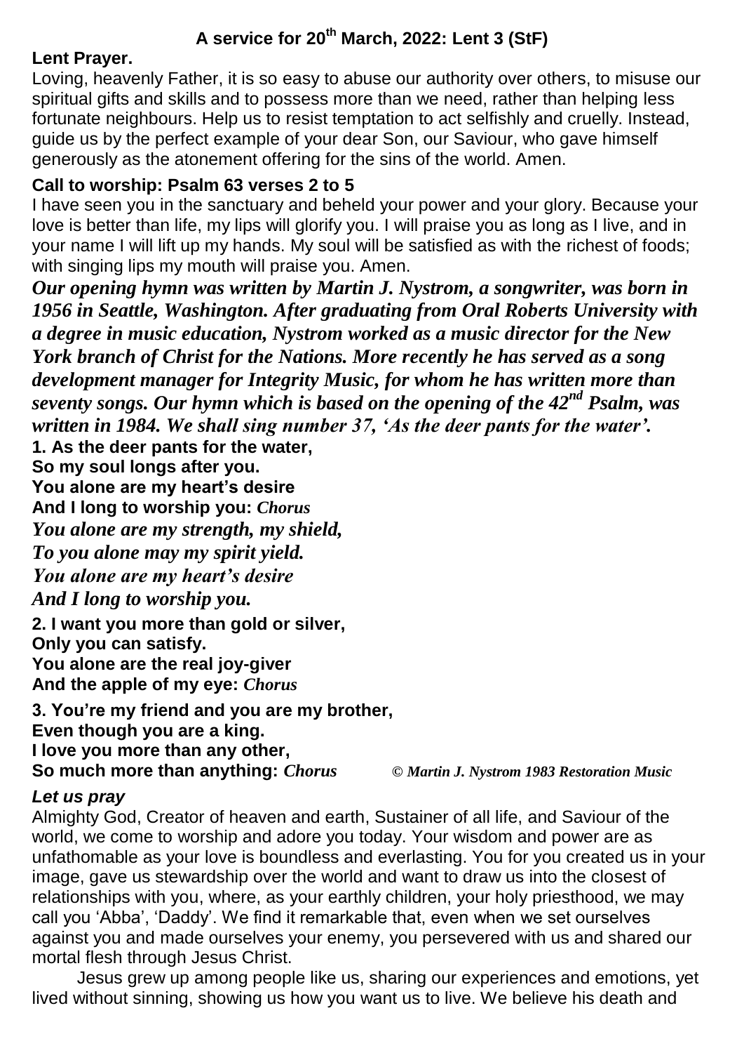## A service for 20th March, 2022: Lent 3 (StF)

**Lent Prayer.**

Loving, heavenly Father, it is so easy to abuse our authority over others, to misuse our spiritual gifts and skills and to possess more than we need, rather than helping less fortunate neighbours. Help us to resist temptation to act selfishly and cruelly. Instead, guide us by the perfect example of your dear Son, our Saviour, who gave himself generously as the atonement offering for the sins of the world. Amen.

**Call to worship: Psalm 63 verses 2 to 5**

I have seen you in the sanctuary and beheld your power and your glory. Because your love is better than life, my lips will glorify you. I will praise you as long as I live, and in your name I will lift up my hands. My soul will be satisfied as with the richest of foods; with singing lips my mouth will praise you. Amen.

***Our opening hymn was written by Martin J. Nystrom, a songwriter, was born in 1956 in Seattle, Washington. After graduating from Oral Roberts University with a degree in music education, Nystrom worked as a music director for the New York branch of Christ for the Nations. More recently he has served as a song development manager for Integrity Music, for whom he has written more than seventy songs. Our hymn which is based on the opening of the 42nd Psalm, was written in 1984. We shall sing number 37, 'As the deer pants for the water'.***

**1. As the deer pants for the water,**
**So my soul longs after you.**
**You alone are my heart's desire**
**And I long to worship you:** ***Chorus***
***You alone are my strength, my shield,***
***To you alone may my spirit yield.***
***You alone are my heart's desire***
***And I long to worship you.***

**2. I want you more than gold or silver,**
**Only you can satisfy.**
**You alone are the real joy-giver**
**And the apple of my eye:** ***Chorus***

**3. You're my friend and you are my brother,**
**Even though you are a king.**
**I love you more than any other,**
**So much more than anything:** ***Chorus*** *© Martin J. Nystrom 1983 Restoration Music*

***Let us pray***

Almighty God, Creator of heaven and earth, Sustainer of all life, and Saviour of the world, we come to worship and adore you today. Your wisdom and power are as unfathomable as your love is boundless and everlasting. You for you created us in your image, gave us stewardship over the world and want to draw us into the closest of relationships with you, where, as your earthly children, your holy priesthood, we may call you 'Abba', 'Daddy'. We find it remarkable that, even when we set ourselves against you and made ourselves your enemy, you persevered with us and shared our mortal flesh through Jesus Christ.

Jesus grew up among people like us, sharing our experiences and emotions, yet lived without sinning, showing us how you want us to live. We believe his death and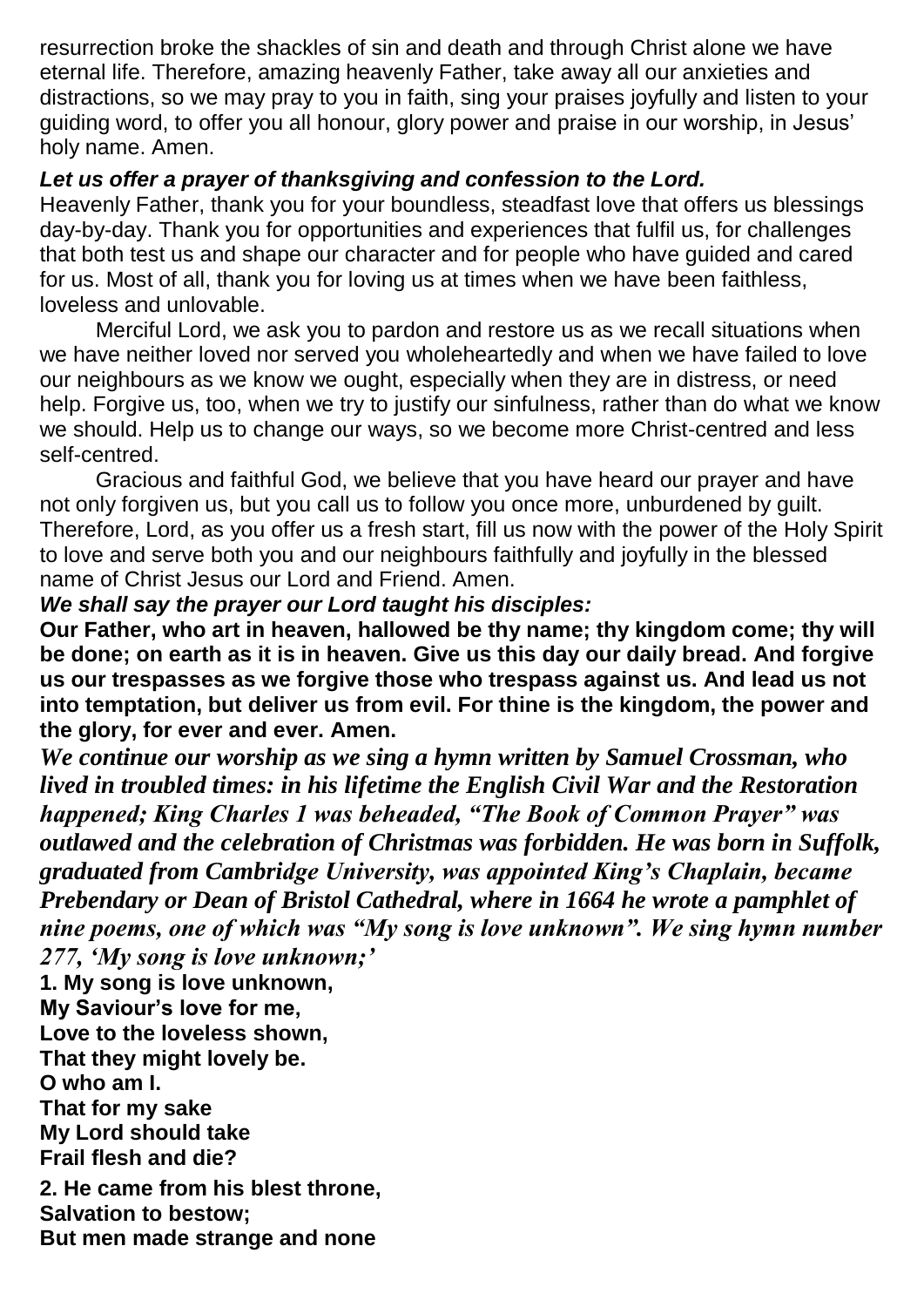resurrection broke the shackles of sin and death and through Christ alone we have eternal life. Therefore, amazing heavenly Father, take away all our anxieties and distractions, so we may pray to you in faith, sing your praises joyfully and listen to your guiding word, to offer you all honour, glory power and praise in our worship, in Jesus' holy name. Amen.

***Let us offer a prayer of thanksgiving and confession to the Lord.***

Heavenly Father, thank you for your boundless, steadfast love that offers us blessings day-by-day. Thank you for opportunities and experiences that fulfil us, for challenges that both test us and shape our character and for people who have guided and cared for us. Most of all, thank you for loving us at times when we have been faithless, loveless and unlovable.

Merciful Lord, we ask you to pardon and restore us as we recall situations when we have neither loved nor served you wholeheartedly and when we have failed to love our neighbours as we know we ought, especially when they are in distress, or need help. Forgive us, too, when we try to justify our sinfulness, rather than do what we know we should. Help us to change our ways, so we become more Christ-centred and less self-centred.

Gracious and faithful God, we believe that you have heard our prayer and have not only forgiven us, but you call us to follow you once more, unburdened by guilt. Therefore, Lord, as you offer us a fresh start, fill us now with the power of the Holy Spirit to love and serve both you and our neighbours faithfully and joyfully in the blessed name of Christ Jesus our Lord and Friend. Amen.

***We shall say the prayer our Lord taught his disciples:***

**Our Father, who art in heaven, hallowed be thy name; thy kingdom come; thy will be done; on earth as it is in heaven. Give us this day our daily bread. And forgive us our trespasses as we forgive those who trespass against us. And lead us not into temptation, but deliver us from evil. For thine is the kingdom, the power and the glory, for ever and ever. Amen.**

***We continue our worship as we sing a hymn written by Samuel Crossman, who lived in troubled times: in his lifetime the English Civil War and the Restoration happened; King Charles 1 was beheaded, "The Book of Common Prayer" was outlawed and the celebration of Christmas was forbidden. He was born in Suffolk, graduated from Cambridge University, was appointed King's Chaplain, became Prebendary or Dean of Bristol Cathedral, where in 1664 he wrote a pamphlet of nine poems, one of which was "My song is love unknown". We sing hymn number 277, 'My song is love unknown;'***

**1. My song is love unknown,**
**My Saviour's love for me,**
**Love to the loveless shown,**
**That they might lovely be.**
**O who am I.**
**That for my sake**
**My Lord should take**
**Frail flesh and die?**

**2. He came from his blest throne,**
**Salvation to bestow;**
**But men made strange and none**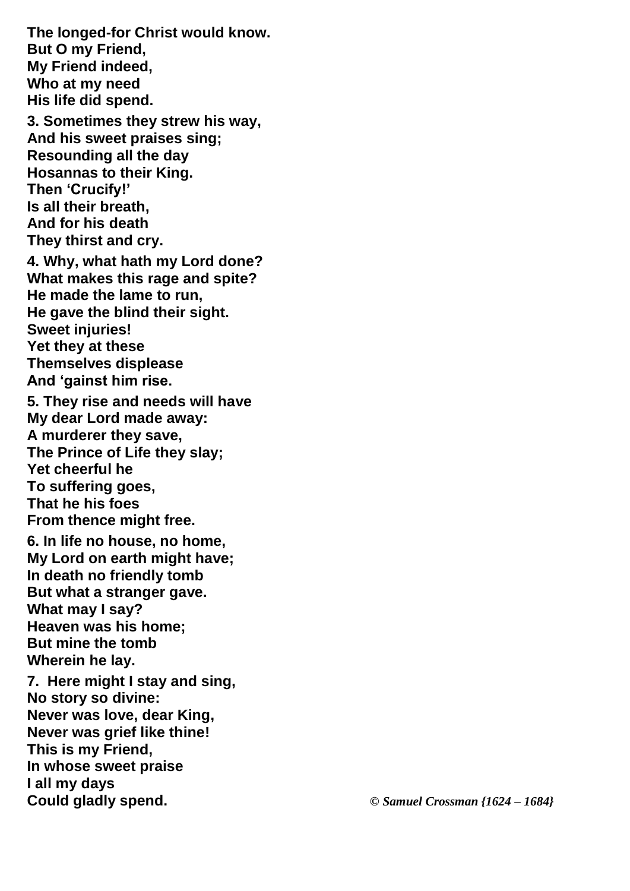**The longed-for Christ would know.**
**But O my Friend,**
**My Friend indeed,**
**Who at my need**
**His life did spend.**

**3. Sometimes they strew his way,**
**And his sweet praises sing;**
**Resounding all the day**
**Hosannas to their King.**
**Then 'Crucify!'**
**Is all their breath,**
**And for his death**
**They thirst and cry.**

**4. Why, what hath my Lord done?**
**What makes this rage and spite?**
**He made the lame to run,**
**He gave the blind their sight.**
**Sweet injuries!**
**Yet they at these**
**Themselves displease**
**And 'gainst him rise.**

**5. They rise and needs will have**
**My dear Lord made away:**
**A murderer they save,**
**The Prince of Life they slay;**
**Yet cheerful he**
**To suffering goes,**
**That he his foes**
**From thence might free.**

**6. In life no house, no home,**
**My Lord on earth might have;**
**In death no friendly tomb**
**But what a stranger gave.**
**What may I say?**
**Heaven was his home;**
**But mine the tomb**
**Wherein he lay.**

**7. Here might I stay and sing,**
**No story so divine:**
**Never was love, dear King,**
**Never was grief like thine!**
**This is my Friend,**
**In whose sweet praise**
**I all my days**
**Could gladly spend.**

***© Samuel Crossman {1624 – 1684}***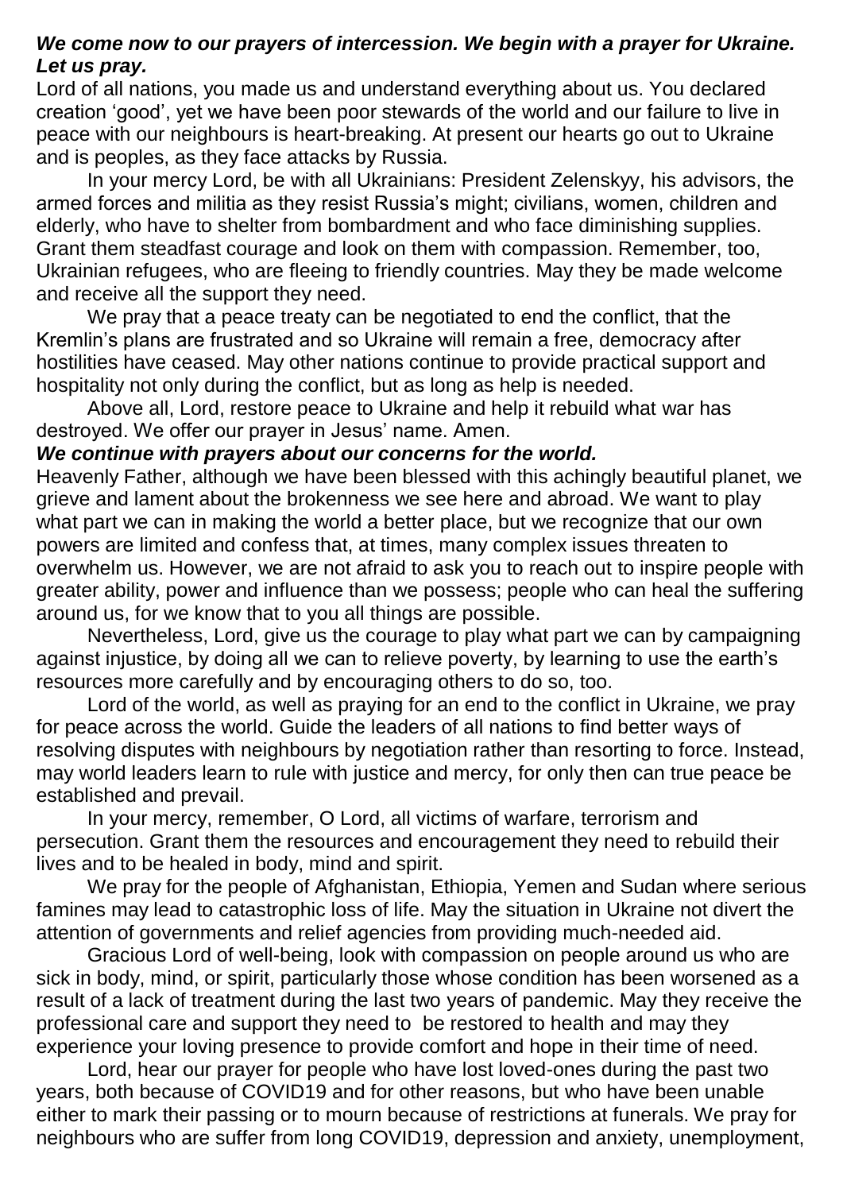***We come now to our prayers of intercession. We begin with a prayer for Ukraine. Let us pray.***

Lord of all nations, you made us and understand everything about us. You declared creation 'good', yet we have been poor stewards of the world and our failure to live in peace with our neighbours is heart-breaking. At present our hearts go out to Ukraine and is peoples, as they face attacks by Russia.

In your mercy Lord, be with all Ukrainians: President Zelenskyy, his advisors, the armed forces and militia as they resist Russia's might; civilians, women, children and elderly, who have to shelter from bombardment and who face diminishing supplies. Grant them steadfast courage and look on them with compassion. Remember, too, Ukrainian refugees, who are fleeing to friendly countries. May they be made welcome and receive all the support they need.

We pray that a peace treaty can be negotiated to end the conflict, that the Kremlin's plans are frustrated and so Ukraine will remain a free, democracy after hostilities have ceased. May other nations continue to provide practical support and hospitality not only during the conflict, but as long as help is needed.

Above all, Lord, restore peace to Ukraine and help it rebuild what war has destroyed. We offer our prayer in Jesus' name. Amen.

***We continue with prayers about our concerns for the world.***

Heavenly Father, although we have been blessed with this achingly beautiful planet, we grieve and lament about the brokenness we see here and abroad. We want to play what part we can in making the world a better place, but we recognize that our own powers are limited and confess that, at times, many complex issues threaten to overwhelm us. However, we are not afraid to ask you to reach out to inspire people with greater ability, power and influence than we possess; people who can heal the suffering around us, for we know that to you all things are possible.

Nevertheless, Lord, give us the courage to play what part we can by campaigning against injustice, by doing all we can to relieve poverty, by learning to use the earth's resources more carefully and by encouraging others to do so, too.

Lord of the world, as well as praying for an end to the conflict in Ukraine, we pray for peace across the world. Guide the leaders of all nations to find better ways of resolving disputes with neighbours by negotiation rather than resorting to force. Instead, may world leaders learn to rule with justice and mercy, for only then can true peace be established and prevail.

In your mercy, remember, O Lord, all victims of warfare, terrorism and persecution. Grant them the resources and encouragement they need to rebuild their lives and to be healed in body, mind and spirit.

We pray for the people of Afghanistan, Ethiopia, Yemen and Sudan where serious famines may lead to catastrophic loss of life. May the situation in Ukraine not divert the attention of governments and relief agencies from providing much-needed aid.

Gracious Lord of well-being, look with compassion on people around us who are sick in body, mind, or spirit, particularly those whose condition has been worsened as a result of a lack of treatment during the last two years of pandemic. May they receive the professional care and support they need to be restored to health and may they experience your loving presence to provide comfort and hope in their time of need.

Lord, hear our prayer for people who have lost loved-ones during the past two years, both because of COVID19 and for other reasons, but who have been unable either to mark their passing or to mourn because of restrictions at funerals. We pray for neighbours who are suffer from long COVID19, depression and anxiety, unemployment,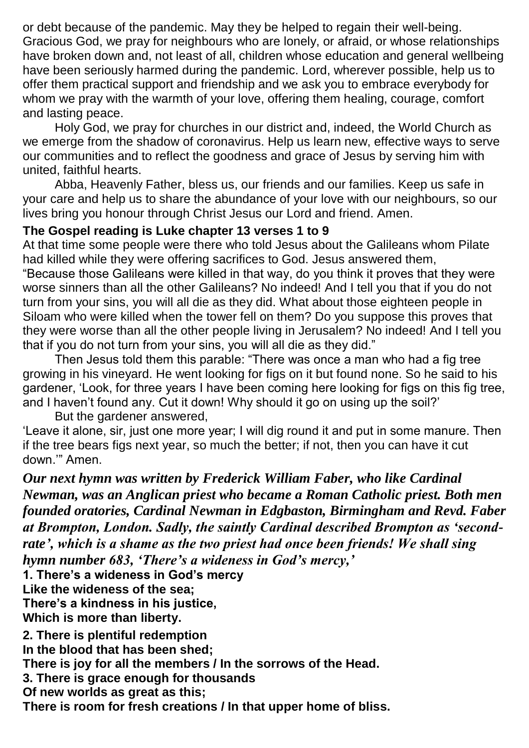or debt because of the pandemic. May they be helped to regain their well-being. Gracious God, we pray for neighbours who are lonely, or afraid, or whose relationships have broken down and, not least of all, children whose education and general wellbeing have been seriously harmed during the pandemic. Lord, wherever possible, help us to offer them practical support and friendship and we ask you to embrace everybody for whom we pray with the warmth of your love, offering them healing, courage, comfort and lasting peace.

Holy God, we pray for churches in our district and, indeed, the World Church as we emerge from the shadow of coronavirus. Help us learn new, effective ways to serve our communities and to reflect the goodness and grace of Jesus by serving him with united, faithful hearts.

Abba, Heavenly Father, bless us, our friends and our families. Keep us safe in your care and help us to share the abundance of your love with our neighbours, so our lives bring you honour through Christ Jesus our Lord and friend. Amen.

**The Gospel reading is Luke chapter 13 verses 1 to 9**

At that time some people were there who told Jesus about the Galileans whom Pilate had killed while they were offering sacrifices to God. Jesus answered them, "Because those Galileans were killed in that way, do you think it proves that they were worse sinners than all the other Galileans? No indeed! And I tell you that if you do not turn from your sins, you will all die as they did. What about those eighteen people in Siloam who were killed when the tower fell on them? Do you suppose this proves that they were worse than all the other people living in Jerusalem? No indeed! And I tell you that if you do not turn from your sins, you will all die as they did."

Then Jesus told them this parable: "There was once a man who had a fig tree growing in his vineyard. He went looking for figs on it but found none. So he said to his gardener, 'Look, for three years I have been coming here looking for figs on this fig tree, and I haven't found any. Cut it down! Why should it go on using up the soil?'

But the gardener answered,

'Leave it alone, sir, just one more year; I will dig round it and put in some manure. Then if the tree bears figs next year, so much the better; if not, then you can have it cut down.'" Amen.

***Our next hymn was written by Frederick William Faber, who like Cardinal Newman, was an Anglican priest who became a Roman Catholic priest. Both men founded oratories, Cardinal Newman in Edgbaston, Birmingham and Revd. Faber at Brompton, London. Sadly, the saintly Cardinal described Brompton as 'second-rate', which is a shame as the two priest had once been friends! We shall sing hymn number 683, 'There's a wideness in God's mercy,'***

**1. There's a wideness in God's mercy**
**Like the wideness of the sea;**
**There's a kindness in his justice,**
**Which is more than liberty.**

**2. There is plentiful redemption**
**In the blood that has been shed;**
**There is joy for all the members / In the sorrows of the Head.**

**3. There is grace enough for thousands**
**Of new worlds as great as this;**
**There is room for fresh creations / In that upper home of bliss.**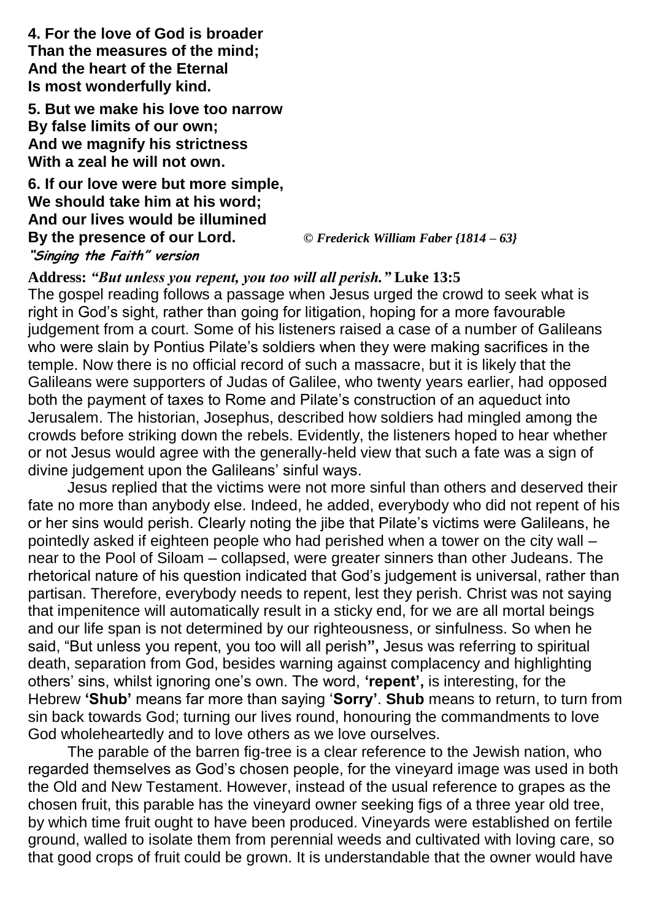**4. For the love of God is broader**
**Than the measures of the mind;**
**And the heart of the Eternal**
**Is most wonderfully kind.**

**5. But we make his love too narrow**
**By false limits of our own;**
**And we magnify his strictness**
**With a zeal he will not own.**

**6. If our love were but more simple,**
**We should take him at his word;**
**And our lives would be illumined**
**By the presence of our Lord.** *© Frederick William Faber {1814 – 63}*
***"Singing the Faith" version***

**Address:** ***"But unless you repent, you too will all perish."*** **Luke 13:5**

The gospel reading follows a passage when Jesus urged the crowd to seek what is right in God's sight, rather than going for litigation, hoping for a more favourable judgement from a court. Some of his listeners raised a case of a number of Galileans who were slain by Pontius Pilate's soldiers when they were making sacrifices in the temple. Now there is no official record of such a massacre, but it is likely that the Galileans were supporters of Judas of Galilee, who twenty years earlier, had opposed both the payment of taxes to Rome and Pilate's construction of an aqueduct into Jerusalem. The historian, Josephus, described how soldiers had mingled among the crowds before striking down the rebels. Evidently, the listeners hoped to hear whether or not Jesus would agree with the generally-held view that such a fate was a sign of divine judgement upon the Galileans' sinful ways.

Jesus replied that the victims were not more sinful than others and deserved their fate no more than anybody else. Indeed, he added, everybody who did not repent of his or her sins would perish. Clearly noting the jibe that Pilate's victims were Galileans, he pointedly asked if eighteen people who had perished when a tower on the city wall – near to the Pool of Siloam – collapsed, were greater sinners than other Judeans. The rhetorical nature of his question indicated that God's judgement is universal, rather than partisan. Therefore, everybody needs to repent, lest they perish. Christ was not saying that impenitence will automatically result in a sticky end, for we are all mortal beings and our life span is not determined by our righteousness, or sinfulness. So when he said, "But unless you repent, you too will all perish**",** Jesus was referring to spiritual death, separation from God, besides warning against complacency and highlighting others' sins, whilst ignoring one's own. The word, **'repent',** is interesting, for the Hebrew **'Shub'** means far more than saying '**Sorry**'. **Shub** means to return, to turn from sin back towards God; turning our lives round, honouring the commandments to love God wholeheartedly and to love others as we love ourselves.

The parable of the barren fig-tree is a clear reference to the Jewish nation, who regarded themselves as God's chosen people, for the vineyard image was used in both the Old and New Testament. However, instead of the usual reference to grapes as the chosen fruit, this parable has the vineyard owner seeking figs of a three year old tree, by which time fruit ought to have been produced. Vineyards were established on fertile ground, walled to isolate them from perennial weeds and cultivated with loving care, so that good crops of fruit could be grown. It is understandable that the owner would have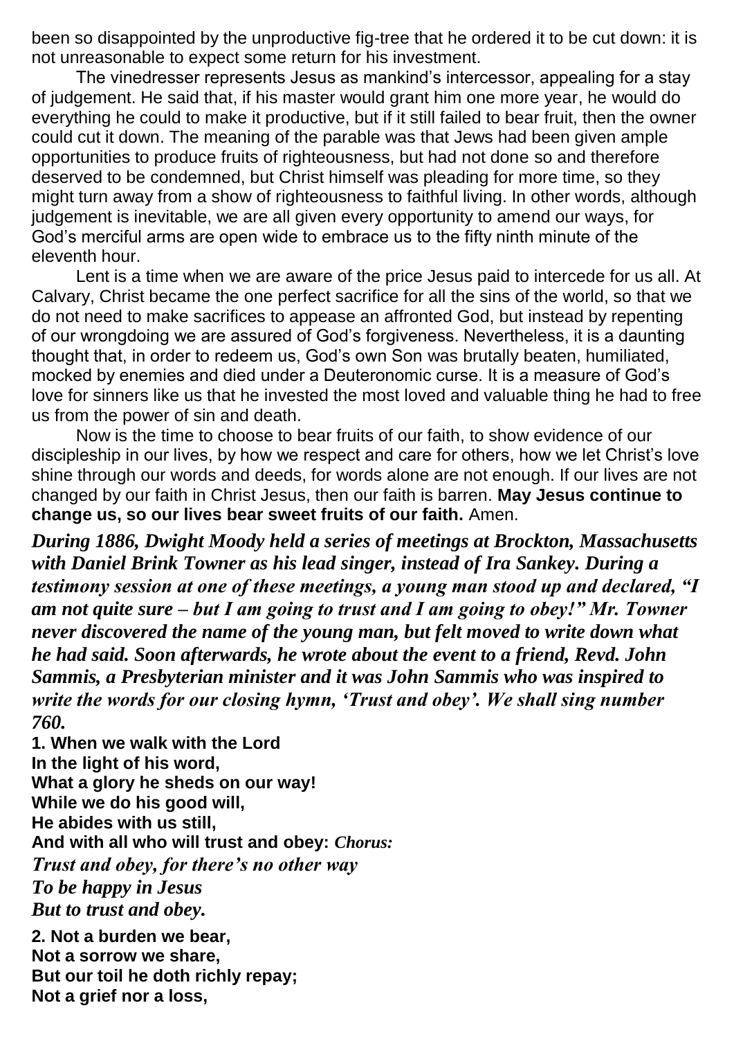been so disappointed by the unproductive fig-tree that he ordered it to be cut down: it is not unreasonable to expect some return for his investment.

The vinedresser represents Jesus as mankind's intercessor, appealing for a stay of judgement. He said that, if his master would grant him one more year, he would do everything he could to make it productive, but if it still failed to bear fruit, then the owner could cut it down. The meaning of the parable was that Jews had been given ample opportunities to produce fruits of righteousness, but had not done so and therefore deserved to be condemned, but Christ himself was pleading for more time, so they might turn away from a show of righteousness to faithful living. In other words, although judgement is inevitable, we are all given every opportunity to amend our ways, for God's merciful arms are open wide to embrace us to the fifty ninth minute of the eleventh hour.

Lent is a time when we are aware of the price Jesus paid to intercede for us all. At Calvary, Christ became the one perfect sacrifice for all the sins of the world, so that we do not need to make sacrifices to appease an affronted God, but instead by repenting of our wrongdoing we are assured of God's forgiveness. Nevertheless, it is a daunting thought that, in order to redeem us, God's own Son was brutally beaten, humiliated, mocked by enemies and died under a Deuteronomic curse. It is a measure of God's love for sinners like us that he invested the most loved and valuable thing he had to free us from the power of sin and death.

Now is the time to choose to bear fruits of our faith, to show evidence of our discipleship in our lives, by how we respect and care for others, how we let Christ's love shine through our words and deeds, for words alone are not enough. If our lives are not changed by our faith in Christ Jesus, then our faith is barren. **May Jesus continue to change us, so our lives bear sweet fruits of our faith.** Amen.

***During 1886, Dwight Moody held a series of meetings at Brockton, Massachusetts with Daniel Brink Towner as his lead singer, instead of Ira Sankey. During a testimony session at one of these meetings, a young man stood up and declared, "I am not quite sure – but I am going to trust and I am going to obey!" Mr. Towner never discovered the name of the young man, but felt moved to write down what he had said. Soon afterwards, he wrote about the event to a friend, Revd. John Sammis, a Presbyterian minister and it was John Sammis who was inspired to write the words for our closing hymn, 'Trust and obey'. We shall sing number 760.***

**1. When we walk with the Lord**
**In the light of his word,**
**What a glory he sheds on our way!**
**While we do his good will,**
**He abides with us still,**
**And with all who will trust and obey:** ***Chorus:***
***Trust and obey, for there's no other way***
***To be happy in Jesus***
***But to trust and obey.***

**2. Not a burden we bear,**
**Not a sorrow we share,**
**But our toil he doth richly repay;**
**Not a grief nor a loss,**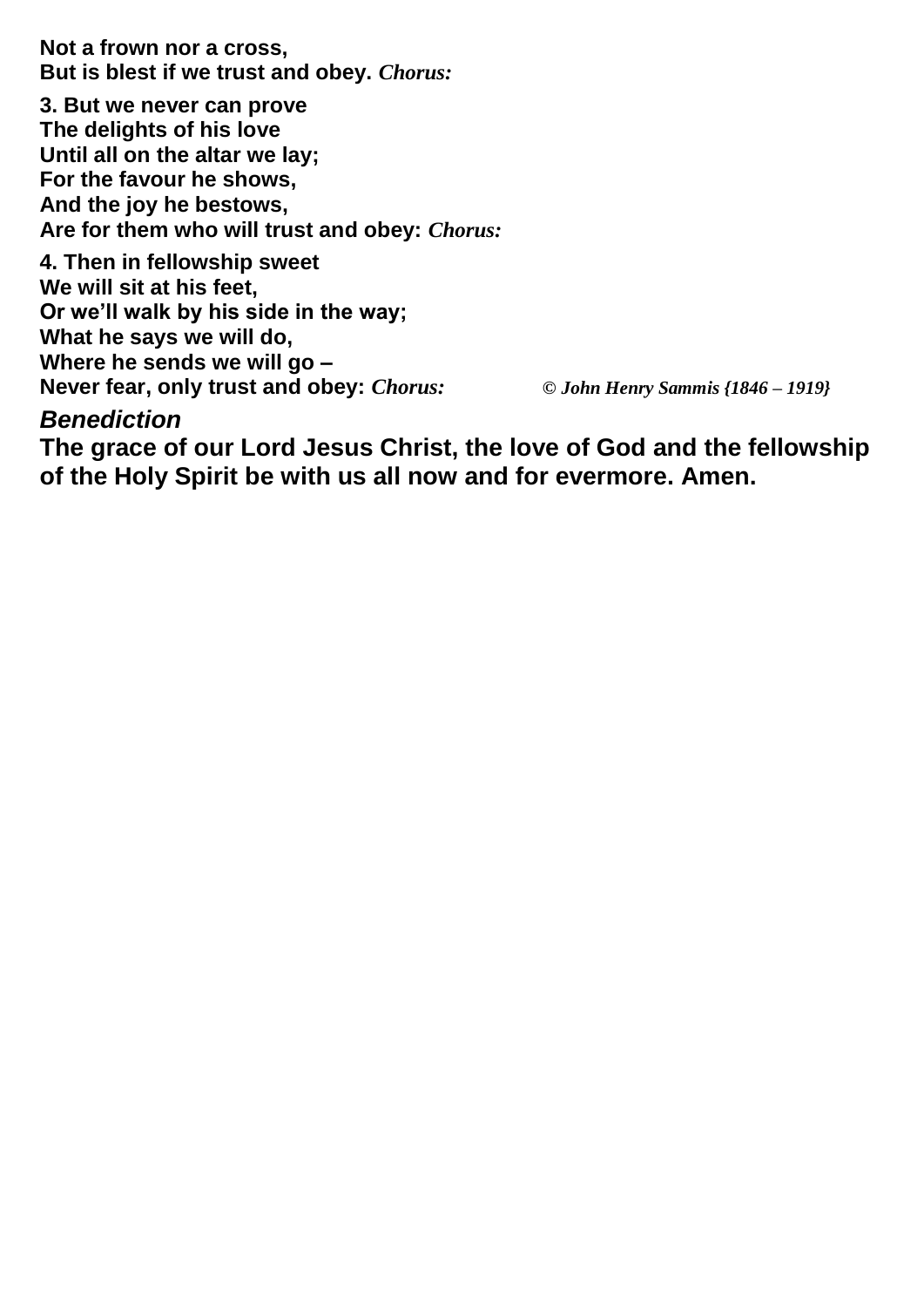**Not a frown nor a cross,**
**But is blest if we trust and obey.** ***Chorus:***

**3. But we never can prove**
**The delights of his love**
**Until all on the altar we lay;**
**For the favour he shows,**
**And the joy he bestows,**
**Are for them who will trust and obey:** ***Chorus:***

**4. Then in fellowship sweet**
**We will sit at his feet,**
**Or we'll walk by his side in the way;**
**What he says we will do,**
**Where he sends we will go –**
**Never fear, only trust and obey:** ***Chorus:*** ***© John Henry Sammis {1846 – 1919}***

***Benediction***

**The grace of our Lord Jesus Christ, the love of God and the fellowship of the Holy Spirit be with us all now and for evermore. Amen.**